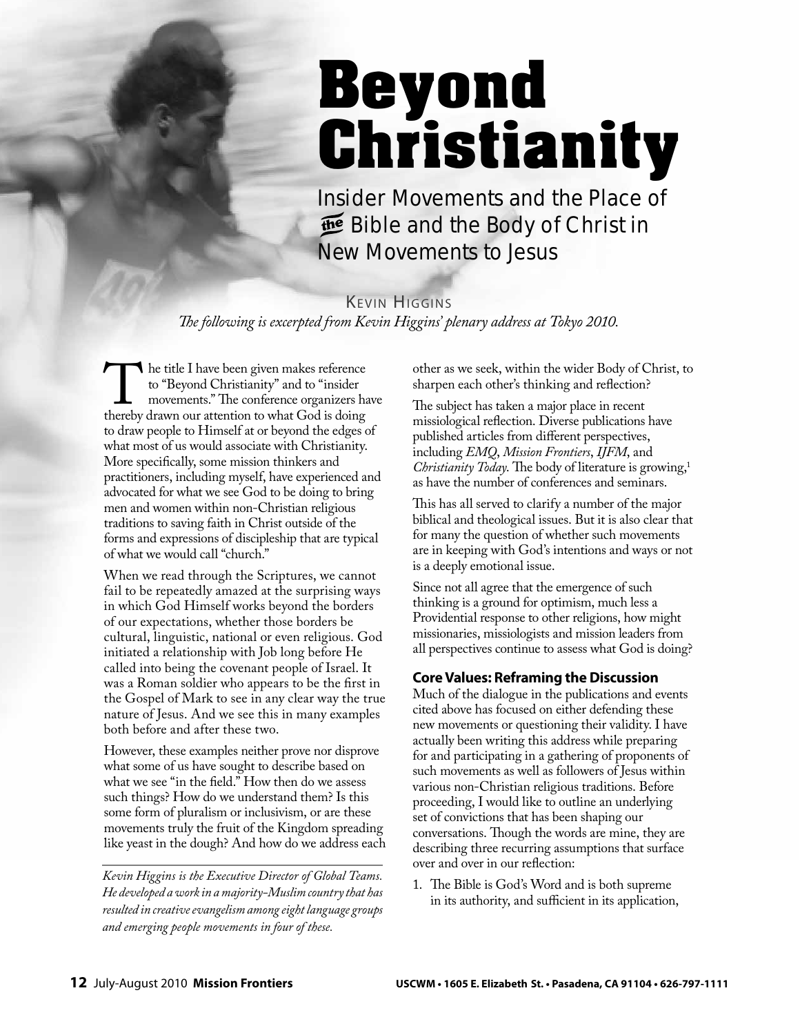# Beyond Christianity

## Insider Movements and the Place of the Bible and the Body of Christ in New Movements to Jesus

Kevin Higgins

*The following is excerpted from Kevin Higgins' plenary address at Tokyo 2010.*

The title I have been given makes reference to "Beyond Christianity" and to "insider movements." The conference organizers have thereby drawn our attention to what God is doing to draw people to Himself at or beyond the edges of what most of us would associate with Christianity. More specifically, some mission thinkers and practitioners, including myself, have experienced and advocated for what we see God to be doing to bring men and women within non-Christian religious traditions to saving faith in Christ outside of the forms and expressions of discipleship that are typical of what we would call "church."

When we read through the Scriptures, we cannot fail to be repeatedly amazed at the surprising ways in which God Himself works beyond the borders of our expectations, whether those borders be cultural, linguistic, national or even religious. God initiated a relationship with Job long before He called into being the covenant people of Israel. It was a Roman soldier who appears to be the first in the Gospel of Mark to see in any clear way the true nature of Jesus. And we see this in many examples both before and after these two.

However, these examples neither prove nor disprove what some of us have sought to describe based on what we see "in the field." How then do we assess such things? How do we understand them? Is this some form of pluralism or inclusivism, or are these movements truly the fruit of the Kingdom spreading like yeast in the dough? And how do we address each other as we seek, within the wider Body of Christ, to sharpen each other's thinking and reflection?

*Kevin Higgins is the Executive Director of Global Teams. He developed a work in a majority-Muslim country that has resulted in creative evangelism among eight language groups and emerging people movements in four of these.*

The subject has taken a major place in recent missiological reflection. Diverse publications have published articles from different perspectives, including *EMQ*, *Mission Frontiers*, *IJFM*, and *Christianity Today*. The body of literature is growing,[1] as have the number of conferences and seminars.

This has all served to clarify a number of the major biblical and theological issues. But it is also clear that for many the question of whether such movements are in keeping with God's intentions and ways or not is a deeply emotional issue.

Since not all agree that the emergence of such thinking is a ground for optimism, much less a Providential response to other religions, how might missionaries, missiologists and mission leaders from all perspectives continue to assess what God is doing?

### Core Values: Reframing the Discussion

Much of the dialogue in the publications and events cited above has focused on either defending these new movements or questioning their validity. I have actually been writing this address while preparing for and participating in a gathering of proponents of such movements as well as followers of Jesus within various non-Christian religious traditions. Before proceeding, I would like to outline an underlying set of convictions that has been shaping our conversations. Though the words are mine, they are describing three recurring assumptions that surface over and over in our reflection:

1. The Bible is God's Word and is both supreme in its authority, and sufficient in its application,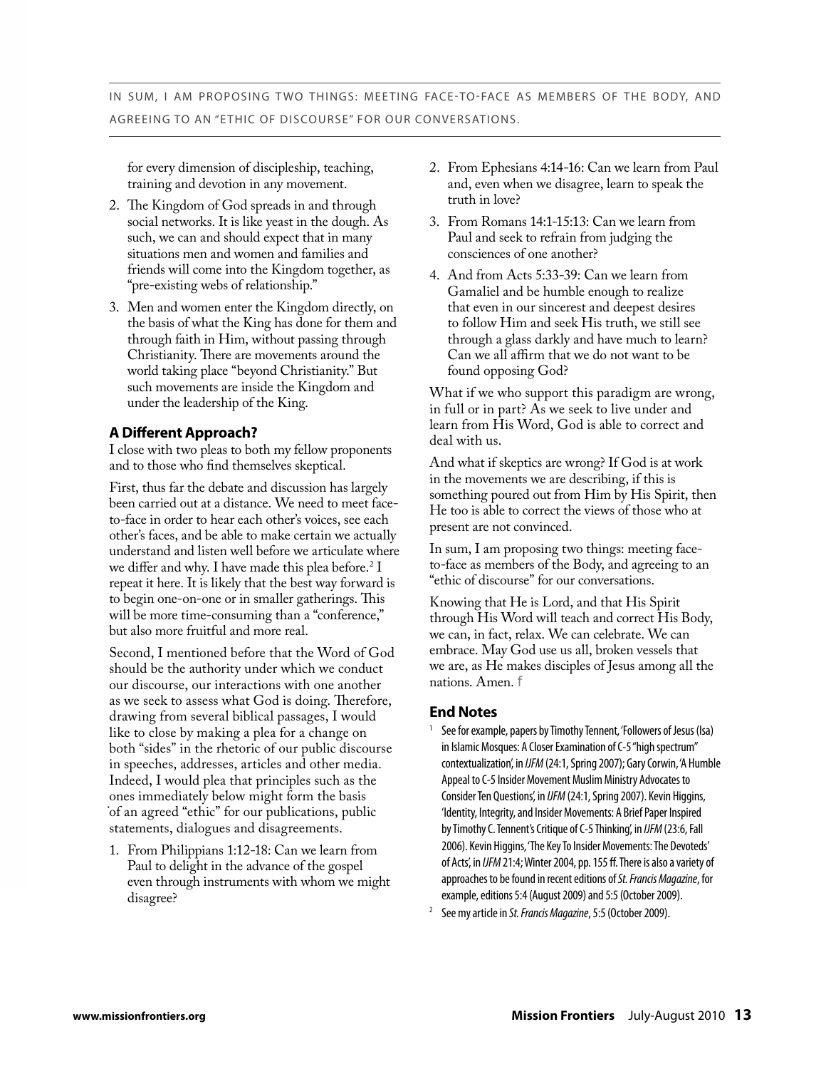IN SUM, I AM PROPOSING TWO THINGS: MEETING FACE-TO-FACE AS MEMBERS OF THE BODY, AND AGREEING TO AN "ETHIC OF DISCOURSE" FOR OUR CONVERSATIONS.

for every dimension of discipleship, teaching, training and devotion in any movement.

2. The Kingdom of God spreads in and through social networks. It is like yeast in the dough. As such, we can and should expect that in many situations men and women and families and friends will come into the Kingdom together, as "pre-existing webs of relationship."
3. Men and women enter the Kingdom directly, on the basis of what the King has done for them and through faith in Him, without passing through Christianity. There are movements around the world taking place "beyond Christianity." But such movements are inside the Kingdom and under the leadership of the King.

## A Different Approach?

I close with two pleas to both my fellow proponents and to those who find themselves skeptical.

First, thus far the debate and discussion has largely been carried out at a distance. We need to meet face-to-face in order to hear each other's voices, see each other's faces, and be able to make certain we actually understand and listen well before we articulate where we differ and why. I have made this plea before.[2] I repeat it here. It is likely that the best way forward is to begin one-on-one or in smaller gatherings. This will be more time-consuming than a "conference," but also more fruitful and more real.

Second, I mentioned before that the Word of God should be the authority under which we conduct our discourse, our interactions with one another as we seek to assess what God is doing. Therefore, drawing from several biblical passages, I would like to close by making a plea for a change on both "sides" in the rhetoric of our public discourse in speeches, addresses, articles and other media. Indeed, I would plea that principles such as the ones immediately below might form the basis of an agreed "ethic" for our publications, public statements, dialogues and disagreements.

1. From Philippians 1:12-18: Can we learn from Paul to delight in the advance of the gospel even through instruments with whom we might disagree?
2. From Ephesians 4:14-16: Can we learn from Paul and, even when we disagree, learn to speak the truth in love?
3. From Romans 14:1-15:13: Can we learn from Paul and seek to refrain from judging the consciences of one another?
4. And from Acts 5:33-39: Can we learn from Gamaliel and be humble enough to realize that even in our sincerest and deepest desires to follow Him and seek His truth, we still see through a glass darkly and have much to learn? Can we all affirm that we do not want to be found opposing God?

What if we who support this paradigm are wrong, in full or in part? As we seek to live under and learn from His Word, God is able to correct and deal with us.

And what if skeptics are wrong? If God is at work in the movements we are describing, if this is something poured out from Him by His Spirit, then He too is able to correct the views of those who at present are not convinced.

In sum, I am proposing two things: meeting face-to-face as members of the Body, and agreeing to an "ethic of discourse" for our conversations.

Knowing that He is Lord, and that His Spirit through His Word will teach and correct His Body, we can, in fact, relax. We can celebrate. We can embrace. May God use us all, broken vessels that we are, as He makes disciples of Jesus among all the nations. Amen.

## End Notes

1. See for example, papers by Timothy Tennent, 'Followers of Jesus (Isa) in Islamic Mosques: A Closer Examination of C-5 "high spectrum" contextualization', in *IJFM* (24:1, Spring 2007); Gary Corwin, 'A Humble Appeal to C-5 Insider Movement Muslim Ministry Advocates to Consider Ten Questions', in *IJFM* (24:1, Spring 2007). Kevin Higgins, 'Identity, Integrity, and Insider Movements: A Brief Paper Inspired by Timothy C. Tennent's Critique of C-5 Thinking', in *IJFM* (23:6, Fall 2006). Kevin Higgins, 'The Key To Insider Movements: The Devoteds' of Acts', in *IJFM* 21:4; Winter 2004, pp. 155 ff. There is also a variety of approaches to be found in recent editions of *St. Francis Magazine*, for example, editions 5:4 (August 2009) and 5:5 (October 2009).
2. See my article in *St. Francis Magazine*, 5:5 (October 2009).